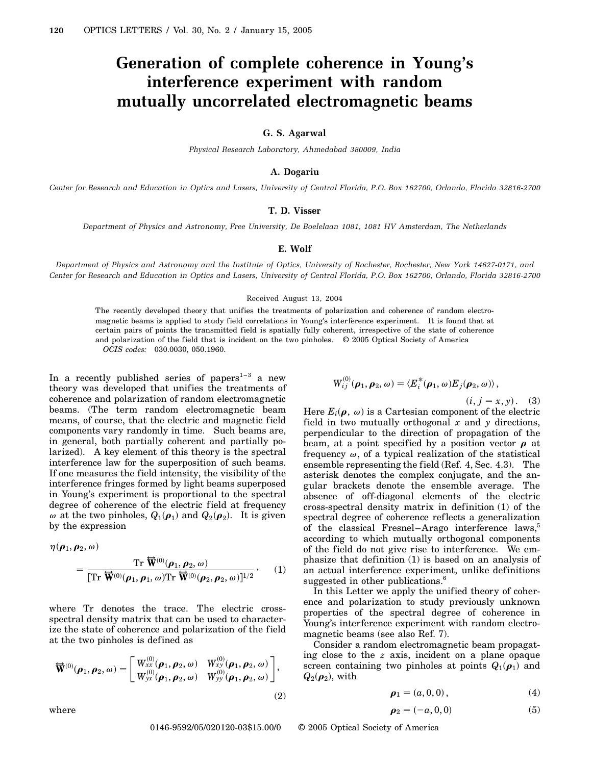# Generation of complete coherence in Young's interference experiment with random mutually uncorrelated electromagnetic beams

**G. S. Agarwal**

*Physical Research Laboratory, Ahmedabad 380009, India*

**A. Dogariu**

*Center for Research and Education in Optics and Lasers, University of Central Florida, P.O. Box 162700, Orlando, Florida 32816-2700*

**T. D. Visser**

*Department of Physics and Astronomy, Free University, De Boelelaan 1081, 1081 HV Amsterdam, The Netherlands*

**E. Wolf**

*Department of Physics and Astronomy and the Institute of Optics, University of Rochester, Rochester, New York 14627-0171, and Center for Research and Education in Optics and Lasers, University of Central Florida, P.O. Box 162700, Orlando, Florida 32816-2700*

Received August 13, 2004

The recently developed theory that unifies the treatments of polarization and coherence of random electromagnetic beams is applied to study field correlations in Young's interference experiment. It is found that at certain pairs of points the transmitted field is spatially fully coherent, irrespective of the state of coherence and polarization of the field that is incident on the two pinholes. © 2005 Optical Society of America

*OCIS codes:* 030.0030, 050.1960.

In a recently published series of papers[1–3] a new theory was developed that unifies the treatments of coherence and polarization of random electromagnetic beams. (The term random electromagnetic beam means, of course, that the electric and magnetic field components vary randomly in time. Such beams are, in general, both partially coherent and partially polarized). A key element of this theory is the spectral interference law for the superposition of such beams. If one measures the field intensity, the visibility of the interference fringes formed by light beams superposed in Young's experiment is proportional to the spectral degree of coherence of the electric field at frequency $\omega$ at the two pinholes, $Q_1(\boldsymbol{\rho}_1)$ and $Q_2(\boldsymbol{\rho}_2)$. It is given by the expression

$$\eta(\boldsymbol{\rho}_1, \boldsymbol{\rho}_2, \omega) = \frac{\mathrm{Tr}\, \overleftrightarrow{\mathbf{W}}^{(0)}(\boldsymbol{\rho}_1, \boldsymbol{\rho}_2, \omega)}{[\mathrm{Tr}\, \overleftrightarrow{\mathbf{W}}^{(0)}(\boldsymbol{\rho}_1, \boldsymbol{\rho}_1, \omega) \mathrm{Tr}\, \overleftrightarrow{\mathbf{W}}^{(0)}(\boldsymbol{\rho}_2, \boldsymbol{\rho}_2, \omega)]^{1/2}}, \tag{1}$$

where Tr denotes the trace. The electric cross-spectral density matrix that can be used to characterize the state of coherence and polarization of the field at the two pinholes is defined as

$$\overleftrightarrow{\mathbf{W}}^{(0)}(\boldsymbol{\rho}_1, \boldsymbol{\rho}_2, \omega) = \begin{bmatrix} W_{xx}^{(0)}(\boldsymbol{\rho}_1, \boldsymbol{\rho}_2, \omega) & W_{xy}^{(0)}(\boldsymbol{\rho}_1, \boldsymbol{\rho}_2, \omega) \\ W_{yx}^{(0)}(\boldsymbol{\rho}_1, \boldsymbol{\rho}_2, \omega) & W_{yy}^{(0)}(\boldsymbol{\rho}_1, \boldsymbol{\rho}_2, \omega) \end{bmatrix}, \tag{2}$$

where

$$W_{ij}^{(0)}(\boldsymbol{\rho}_1, \boldsymbol{\rho}_2, \omega) = \langle E_i^*(\boldsymbol{\rho}_1, \omega) E_j(\boldsymbol{\rho}_2, \omega) \rangle, \quad (i, j = x, y). \tag{3}$$

Here $E_i(\boldsymbol{\rho}, \omega)$ is a Cartesian component of the electric field in two mutually orthogonal $x$ and $y$ directions, perpendicular to the direction of propagation of the beam, at a point specified by a position vector $\boldsymbol{\rho}$ at frequency $\omega$, of a typical realization of the statistical ensemble representing the field (Ref. 4, Sec. 4.3). The asterisk denotes the complex conjugate, and the angular brackets denote the ensemble average. The absence of off-diagonal elements of the electric cross-spectral density matrix in definition (1) of the spectral degree of coherence reflects a generalization of the classical Fresnel–Arago interference laws,[5] according to which mutually orthogonal components of the field do not give rise to interference. We emphasize that definition (1) is based on an analysis of an actual interference experiment, unlike definitions suggested in other publications.[6]

In this Letter we apply the unified theory of coherence and polarization to study previously unknown properties of the spectral degree of coherence in Young's interference experiment with random electromagnetic beams (see also Ref. 7).

Consider a random electromagnetic beam propagating close to the $z$ axis, incident on a plane opaque screen containing two pinholes at points $Q_1(\boldsymbol{\rho}_1)$ and $Q_2(\boldsymbol{\rho}_2)$, with

$$\boldsymbol{\rho}_1 = (a, 0, 0), \tag{4}$$

$$\boldsymbol{\rho}_2 = (-a, 0, 0) \tag{5}$$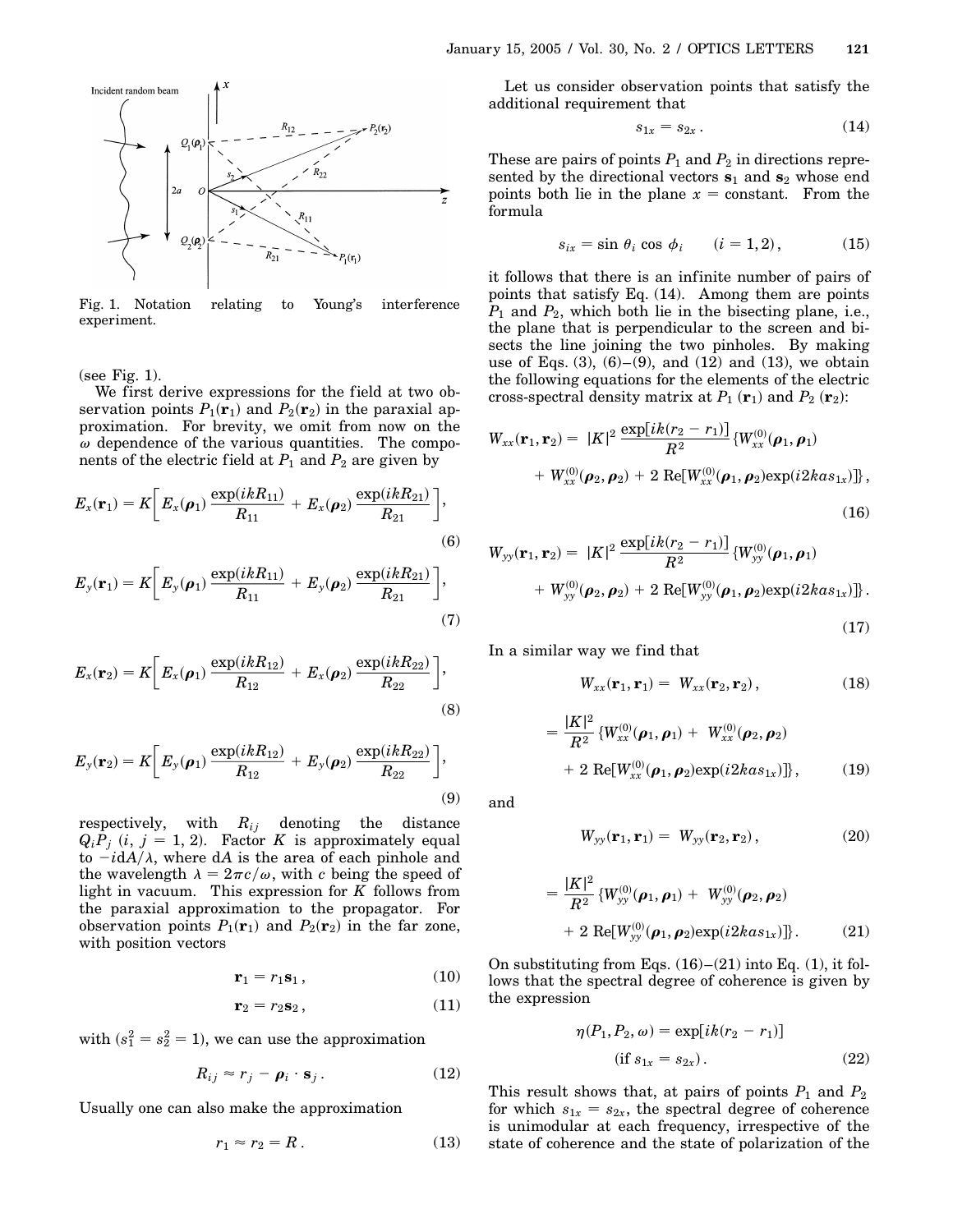Fig. 1. Notation relating to Young's interference experiment.

(see Fig. 1).

We first derive expressions for the field at two observation points $P_1(\mathbf{r}_1)$ and $P_2(\mathbf{r}_2)$ in the paraxial approximation. For brevity, we omit from now on the $\omega$ dependence of the various quantities. The components of the electric field at $P_1$ and $P_2$ are given by

$$E_x(\mathbf{r}_1) = K\left[E_x(\boldsymbol{\rho}_1)\frac{\exp(ikR_{11})}{R_{11}} + E_x(\boldsymbol{\rho}_2)\frac{\exp(ikR_{21})}{R_{21}}\right], \tag{6}$$

$$E_y(\mathbf{r}_1) = K\left[E_y(\boldsymbol{\rho}_1)\frac{\exp(ikR_{11})}{R_{11}} + E_y(\boldsymbol{\rho}_2)\frac{\exp(ikR_{21})}{R_{21}}\right], \tag{7}$$

$$E_x(\mathbf{r}_2) = K\left[E_x(\boldsymbol{\rho}_1)\frac{\exp(ikR_{12})}{R_{12}} + E_x(\boldsymbol{\rho}_2)\frac{\exp(ikR_{22})}{R_{22}}\right], \tag{8}$$

$$E_y(\mathbf{r}_2) = K\left[E_y(\boldsymbol{\rho}_1)\frac{\exp(ikR_{12})}{R_{12}} + E_y(\boldsymbol{\rho}_2)\frac{\exp(ikR_{22})}{R_{22}}\right], \tag{9}$$

respectively, with $R_{ij}$ denoting the distance $Q_iP_j$ $(i, j = 1, 2)$. Factor $K$ is approximately equal to $-i\mathrm{d}A/\lambda$, where $\mathrm{d}A$ is the area of each pinhole and the wavelength $\lambda = 2\pi c/\omega$, with $c$ being the speed of light in vacuum. This expression for $K$ follows from the paraxial approximation to the propagator. For observation points $P_1(\mathbf{r}_1)$ and $P_2(\mathbf{r}_2)$ in the far zone, with position vectors

$$\mathbf{r}_1 = r_1\mathbf{s}_1, \tag{10}$$

$$\mathbf{r}_2 = r_2\mathbf{s}_2, \tag{11}$$

with $(s_1^2 = s_2^2 = 1)$, we can use the approximation

$$R_{ij} \approx r_j - \boldsymbol{\rho}_i \cdot \mathbf{s}_j. \tag{12}$$

Usually one can also make the approximation

$$r_1 \approx r_2 = R. \tag{13}$$

Let us consider observation points that satisfy the additional requirement that

$$s_{1x} = s_{2x}. \tag{14}$$

These are pairs of points $P_1$ and $P_2$ in directions represented by the directional vectors $\mathbf{s}_1$ and $\mathbf{s}_2$ whose end points both lie in the plane $x = \text{constant}$. From the formula

$$s_{ix} = \sin\theta_i \cos\phi_i \qquad (i = 1, 2), \tag{15}$$

it follows that there is an infinite number of pairs of points that satisfy Eq. (14). Among them are points $P_1$ and $P_2$, which both lie in the bisecting plane, i.e., the plane that is perpendicular to the screen and bisects the line joining the two pinholes. By making use of Eqs. (3), (6)–(9), and (12) and (13), we obtain the following equations for the elements of the electric cross-spectral density matrix at $P_1$ $(\mathbf{r}_1)$ and $P_2$ $(\mathbf{r}_2)$:

$$W_{xx}(\mathbf{r}_1, \mathbf{r}_2) = |K|^2\frac{\exp[ik(r_2 - r_1)]}{R^2}\{W_{xx}^{(0)}(\boldsymbol{\rho}_1, \boldsymbol{\rho}_1) + W_{xx}^{(0)}(\boldsymbol{\rho}_2, \boldsymbol{\rho}_2) + 2\,\mathrm{Re}[W_{xx}^{(0)}(\boldsymbol{\rho}_1, \boldsymbol{\rho}_2)\exp(i2kas_{1x})]\}, \tag{16}$$

$$W_{yy}(\mathbf{r}_1, \mathbf{r}_2) = |K|^2\frac{\exp[ik(r_2 - r_1)]}{R^2}\{W_{yy}^{(0)}(\boldsymbol{\rho}_1, \boldsymbol{\rho}_1) + W_{yy}^{(0)}(\boldsymbol{\rho}_2, \boldsymbol{\rho}_2) + 2\,\mathrm{Re}[W_{yy}^{(0)}(\boldsymbol{\rho}_1, \boldsymbol{\rho}_2)\exp(i2kas_{1x})]\}. \tag{17}$$

In a similar way we find that

$$W_{xx}(\mathbf{r}_1, \mathbf{r}_1) = W_{xx}(\mathbf{r}_2, \mathbf{r}_2), \tag{18}$$

$$= \frac{|K|^2}{R^2}\{W_{xx}^{(0)}(\boldsymbol{\rho}_1, \boldsymbol{\rho}_1) + W_{xx}^{(0)}(\boldsymbol{\rho}_2, \boldsymbol{\rho}_2) + 2\,\mathrm{Re}[W_{xx}^{(0)}(\boldsymbol{\rho}_1, \boldsymbol{\rho}_2)\exp(i2kas_{1x})]\}, \tag{19}$$

and

$$W_{yy}(\mathbf{r}_1, \mathbf{r}_1) = W_{yy}(\mathbf{r}_2, \mathbf{r}_2), \tag{20}$$

$$= \frac{|K|^2}{R^2}\{W_{yy}^{(0)}(\boldsymbol{\rho}_1, \boldsymbol{\rho}_1) + W_{yy}^{(0)}(\boldsymbol{\rho}_2, \boldsymbol{\rho}_2) + 2\,\mathrm{Re}[W_{yy}^{(0)}(\boldsymbol{\rho}_1, \boldsymbol{\rho}_2)\exp(i2kas_{1x})]\}. \tag{21}$$

On substituting from Eqs. (16)–(21) into Eq. (1), it follows that the spectral degree of coherence is given by the expression

$$\eta(P_1, P_2, \omega) = \exp[ik(r_2 - r_1)] \qquad (\text{if } s_{1x} = s_{2x}). \tag{22}$$

This result shows that, at pairs of points $P_1$ and $P_2$ for which $s_{1x} = s_{2x}$, the spectral degree of coherence is unimodular at each frequency, irrespective of the state of coherence and the state of polarization of the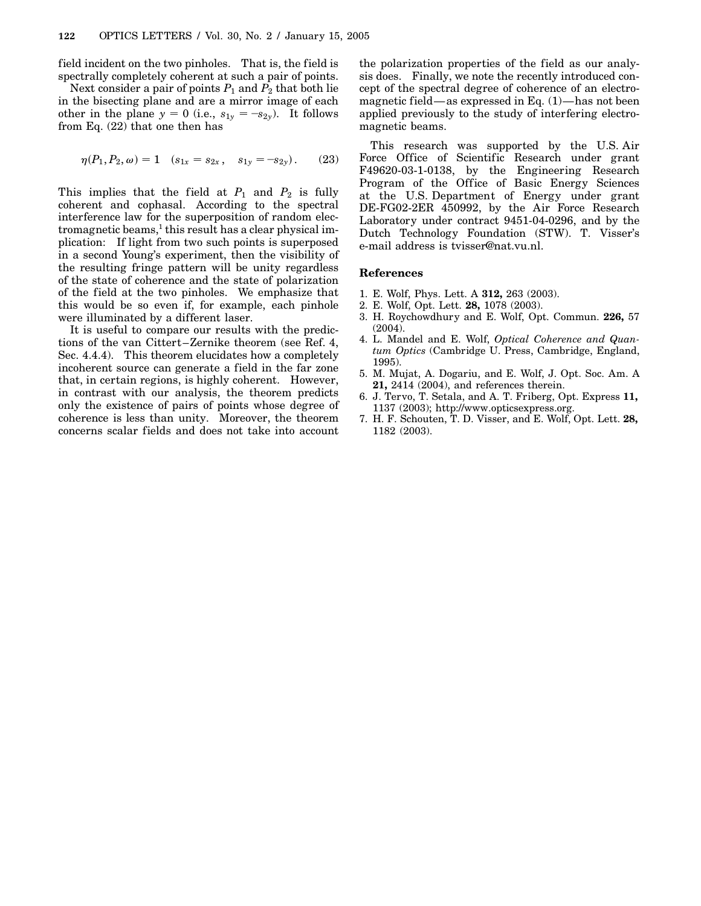field incident on the two pinholes. That is, the field is spectrally completely coherent at such a pair of points.

Next consider a pair of points $P_1$ and $P_2$ that both lie in the bisecting plane and are a mirror image of each other in the plane $y = 0$ (i.e., $s_{1y} = -s_{2y}$). It follows from Eq. (22) that one then has

$$\eta(P_1, P_2, \omega) = 1 \quad (s_{1x} = s_{2x}, \quad s_{1y} = -s_{2y}). \tag{23}$$

This implies that the field at $P_1$ and $P_2$ is fully coherent and cophasal. According to the spectral interference law for the superposition of random electromagnetic beams,[1] this result has a clear physical implication: If light from two such points is superposed in a second Young's experiment, then the visibility of the resulting fringe pattern will be unity regardless of the state of coherence and the state of polarization of the field at the two pinholes. We emphasize that this would be so even if, for example, each pinhole were illuminated by a different laser.

It is useful to compare our results with the predictions of the van Cittert–Zernike theorem (see Ref. 4, Sec. 4.4.4). This theorem elucidates how a completely incoherent source can generate a field in the far zone that, in certain regions, is highly coherent. However, in contrast with our analysis, the theorem predicts only the existence of pairs of points whose degree of coherence is less than unity. Moreover, the theorem concerns scalar fields and does not take into account the polarization properties of the field as our analysis does. Finally, we note the recently introduced concept of the spectral degree of coherence of an electromagnetic field—as expressed in Eq. (1)—has not been applied previously to the study of interfering electromagnetic beams.

This research was supported by the U.S. Air Force Office of Scientific Research under grant F49620-03-1-0138, by the Engineering Research Program of the Office of Basic Energy Sciences at the U.S. Department of Energy under grant DE-FG02-2ER 450992, by the Air Force Research Laboratory under contract 9451-04-0296, and by the Dutch Technology Foundation (STW). T. Visser's e-mail address is tvisser@nat.vu.nl.

## References

1. E. Wolf, Phys. Lett. A **312,** 263 (2003).
2. E. Wolf, Opt. Lett. **28,** 1078 (2003).
3. H. Roychowdhury and E. Wolf, Opt. Commun. **226,** 57 (2004).
4. L. Mandel and E. Wolf, *Optical Coherence and Quantum Optics* (Cambridge U. Press, Cambridge, England, 1995).
5. M. Mujat, A. Dogariu, and E. Wolf, J. Opt. Soc. Am. A **21,** 2414 (2004), and references therein.
6. J. Tervo, T. Setala, and A. T. Friberg, Opt. Express **11,** 1137 (2003); http://www.opticsexpress.org.
7. H. F. Schouten, T. D. Visser, and E. Wolf, Opt. Lett. **28,** 1182 (2003).